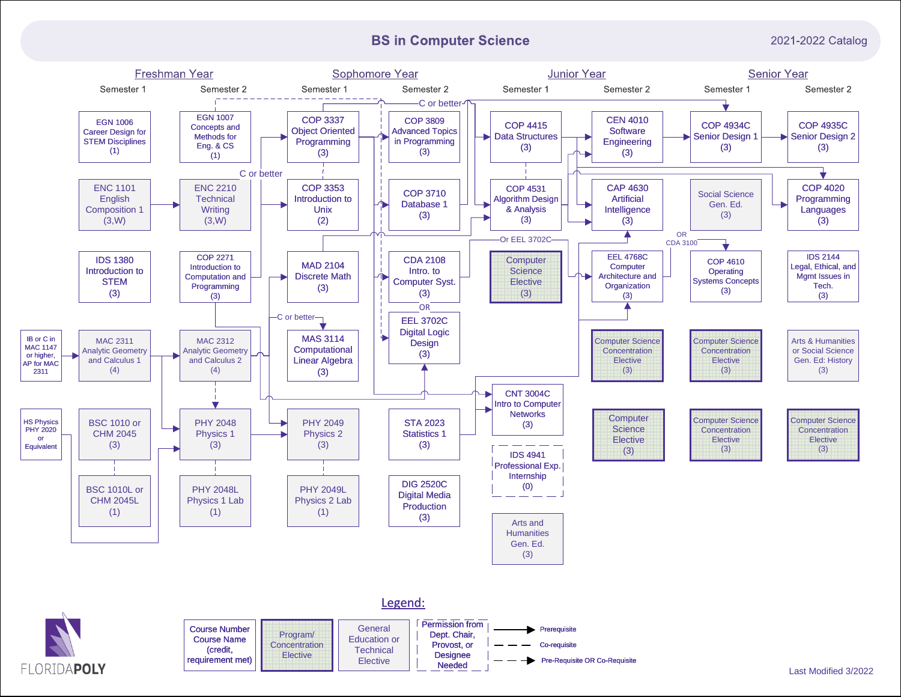# BS in Computer Science

2021-2022 Catalog

## Freshman Year

### Semester 1

- EGN 1006 Career Design for STEM Disciplines (1)
- ENC 1101 English Composition 1 (3,W)
- IDS 1380 Introduction to STEM (3)
- MAC 2311 Analytic Geometry and Calculus 1 (4)
- BSC 1010 or CHM 2045 (3)
- BSC 1010L or CHM 2045L (1)

Prerequisite notes: IB or C in MAC 1147 or higher, AP for MAC 2311; HS Physics PHY 2020 or Equivalent

### Semester 2

- EGN 1007 Concepts and Methods for Eng. & CS (1)
- ENC 2210 Technical Writing (3,W)
- COP 2271 Introduction to Computation and Programming (3)
- MAC 2312 Analytic Geometry and Calculus 2 (4)
- PHY 2048 Physics 1 (3)
- PHY 2048L Physics 1 Lab (1)

## Sophomore Year

### Semester 1

- COP 3337 Object Oriented Programming (3)
- COP 3353 Introduction to Unix (2)
- MAD 2104 Discrete Math (3)
- MAS 3114 Computational Linear Algebra (3)
- PHY 2049 Physics 2 (3)
- PHY 2049L Physics 2 Lab (1)

### Semester 2

- COP 3809 Advanced Topics in Programming (3)
- COP 3710 Database 1 (3)
- CDA 2108 Intro. to Computer Syst. (3)
- OR
- EEL 3702C Digital Logic Design (3)
- STA 2023 Statistics 1 (3)
- DIG 2520C Digital Media Production (3)

## Junior Year

### Semester 1

- COP 4415 Data Structures (3)
- COP 4531 Algorithm Design & Analysis (3)
- Computer Science Elective (3)
- CNT 3004C Intro to Computer Networks (3)
- IDS 4941 Professional Exp. Internship (0)
- Arts and Humanities Gen. Ed. (3)

### Semester 2

- CEN 4010 Software Engineering (3)
- CAP 4630 Artificial Intelligence (3)
- EEL 4768C Computer Architecture and Organization (3)
- Computer Science Concentration Elective (3)
- Computer Science Elective (3)

## Senior Year

### Semester 1

- COP 4934C Senior Design 1 (3)
- Social Science Gen. Ed. (3)
- COP 4610 Operating Systems Concepts (3)
- Computer Science Concentration Elective (3)
- Computer Science Concentration Elective (3)

### Semester 2

- COP 4935C Senior Design 2 (3)
- COP 4020 Programming Languages (3)
- IDS 2144 Legal, Ethical, and Mgmt Issues in Tech. (3)
- Arts & Humanities or Social Science Gen. Ed: History (3)
- Computer Science Concentration Elective (3)

Diagram annotations: C or better; C or better; C or better; Or EEL 3702C; OR CDA 3100

## Legend:

- Course Number Course Name (credit, requirement met)
- Program/ Concentration Elective
- General Education or Technical Elective
- Permission from Dept. Chair, Provost, or Designee Needed
- Prerequisite
- Co-requisite
- Pre-Requisite OR Co-Requisite

FLORIDAPOLY

Last Modified 3/2022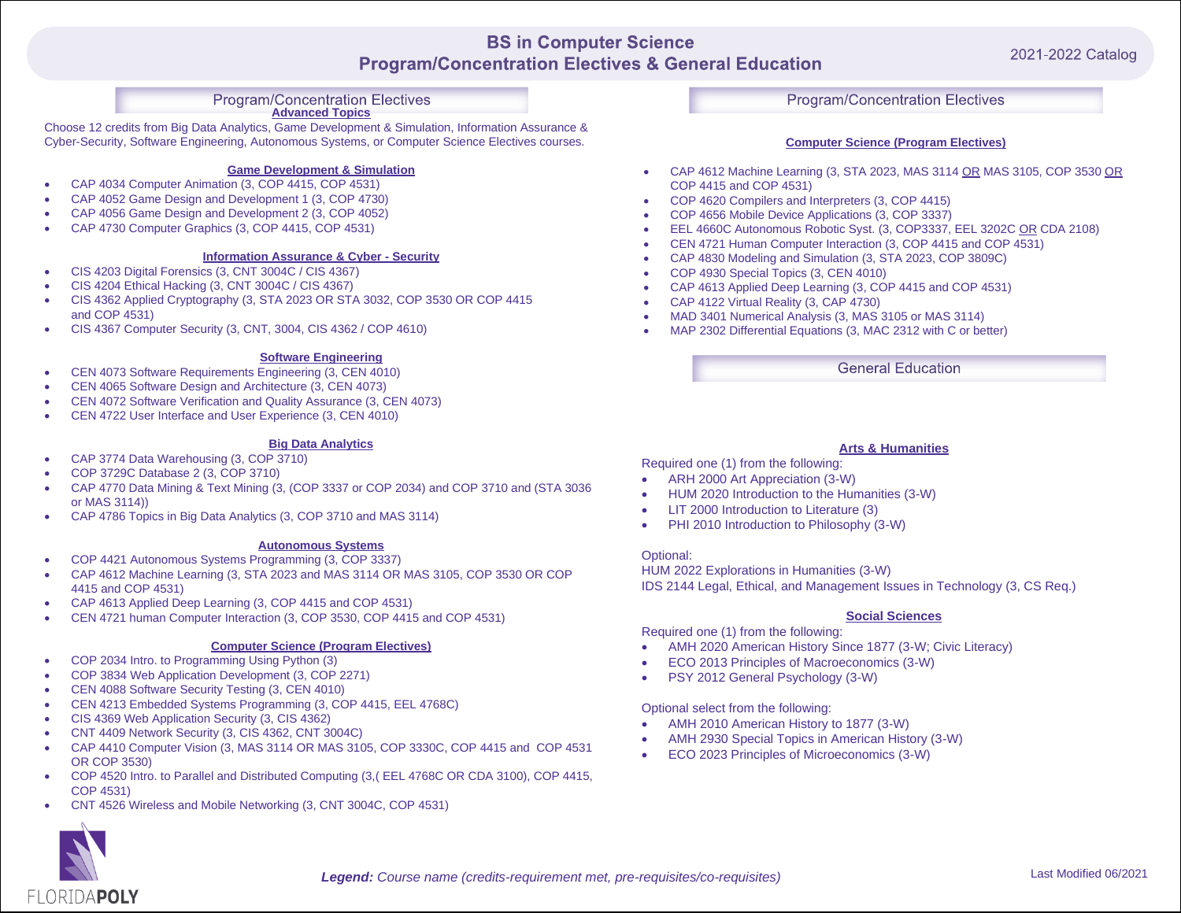# BS in Computer Science
## Program/Concentration Electives & General Education

2021-2022 Catalog

## Program/Concentration Electives

**Advanced Topics**

Choose 12 credits from Big Data Analytics, Game Development & Simulation, Information Assurance & Cyber-Security, Software Engineering, Autonomous Systems, or Computer Science Electives courses.

### Game Development & Simulation

- CAP 4034 Computer Animation (3, COP 4415, COP 4531)
- CAP 4052 Game Design and Development 1 (3, COP 4730)
- CAP 4056 Game Design and Development 2 (3, COP 4052)
- CAP 4730 Computer Graphics (3, COP 4415, COP 4531)

### Information Assurance & Cyber - Security

- CIS 4203 Digital Forensics (3, CNT 3004C / CIS 4367)
- CIS 4204 Ethical Hacking (3, CNT 3004C / CIS 4367)
- CIS 4362 Applied Cryptography (3, STA 2023 OR STA 3032, COP 3530 OR COP 4415 and COP 4531)
- CIS 4367 Computer Security (3, CNT, 3004, CIS 4362 / COP 4610)

### Software Engineering

- CEN 4073 Software Requirements Engineering (3, CEN 4010)
- CEN 4065 Software Design and Architecture (3, CEN 4073)
- CEN 4072 Software Verification and Quality Assurance (3, CEN 4073)
- CEN 4722 User Interface and User Experience (3, CEN 4010)

### Big Data Analytics

- CAP 3774 Data Warehousing (3, COP 3710)
- COP 3729C Database 2 (3, COP 3710)
- CAP 4770 Data Mining & Text Mining (3, (COP 3337 or COP 2034) and COP 3710 and (STA 3036 or MAS 3114))
- CAP 4786 Topics in Big Data Analytics (3, COP 3710 and MAS 3114)

### Autonomous Systems

- COP 4421 Autonomous Systems Programming (3, COP 3337)
- CAP 4612 Machine Learning (3, STA 2023 and MAS 3114 OR MAS 3105, COP 3530 OR COP 4415 and COP 4531)
- CAP 4613 Applied Deep Learning (3, COP 4415 and COP 4531)
- CEN 4721 human Computer Interaction (3, COP 3530, COP 4415 and COP 4531)

### Computer Science (Program Electives)

- COP 2034 Intro. to Programming Using Python (3)
- COP 3834 Web Application Development (3, COP 2271)
- CEN 4088 Software Security Testing (3, CEN 4010)
- CEN 4213 Embedded Systems Programming (3, COP 4415, EEL 4768C)
- CIS 4369 Web Application Security (3, CIS 4362)
- CNT 4409 Network Security (3, CIS 4362, CNT 3004C)
- CAP 4410 Computer Vision (3, MAS 3114 OR MAS 3105, COP 3330C, COP 4415 and COP 4531 OR COP 3530)
- COP 4520 Intro. to Parallel and Distributed Computing (3,( EEL 4768C OR CDA 3100), COP 4415, COP 4531)
- CNT 4526 Wireless and Mobile Networking (3, CNT 3004C, COP 4531)

## Program/Concentration Electives

### Computer Science (Program Electives)

- CAP 4612 Machine Learning (3, STA 2023, MAS 3114 OR MAS 3105, COP 3530 OR COP 4415 and COP 4531)
- COP 4620 Compilers and Interpreters (3, COP 4415)
- COP 4656 Mobile Device Applications (3, COP 3337)
- EEL 4660C Autonomous Robotic Syst. (3, COP3337, EEL 3202C OR CDA 2108)
- CEN 4721 Human Computer Interaction (3, COP 4415 and COP 4531)
- CAP 4830 Modeling and Simulation (3, STA 2023, COP 3809C)
- COP 4930 Special Topics (3, CEN 4010)
- CAP 4613 Applied Deep Learning (3, COP 4415 and COP 4531)
- CAP 4122 Virtual Reality (3, CAP 4730)
- MAD 3401 Numerical Analysis (3, MAS 3105 or MAS 3114)
- MAP 2302 Differential Equations (3, MAC 2312 with C or better)

## General Education

### Arts & Humanities

Required one (1) from the following:

- ARH 2000 Art Appreciation (3-W)
- HUM 2020 Introduction to the Humanities (3-W)
- LIT 2000 Introduction to Literature (3)
- PHI 2010 Introduction to Philosophy (3-W)

Optional:

HUM 2022 Explorations in Humanities (3-W)

IDS 2144 Legal, Ethical, and Management Issues in Technology (3, CS Req.)

### Social Sciences

Required one (1) from the following:

- AMH 2020 American History Since 1877 (3-W; Civic Literacy)
- ECO 2013 Principles of Macroeconomics (3-W)
- PSY 2012 General Psychology (3-W)

Optional select from the following:

- AMH 2010 American History to 1877 (3-W)
- AMH 2930 Special Topics in American History (3-W)
- ECO 2023 Principles of Microeconomics (3-W)

***Legend:*** *Course name (credits-requirement met, pre-requisites/co-requisites)*

Last Modified 06/2021